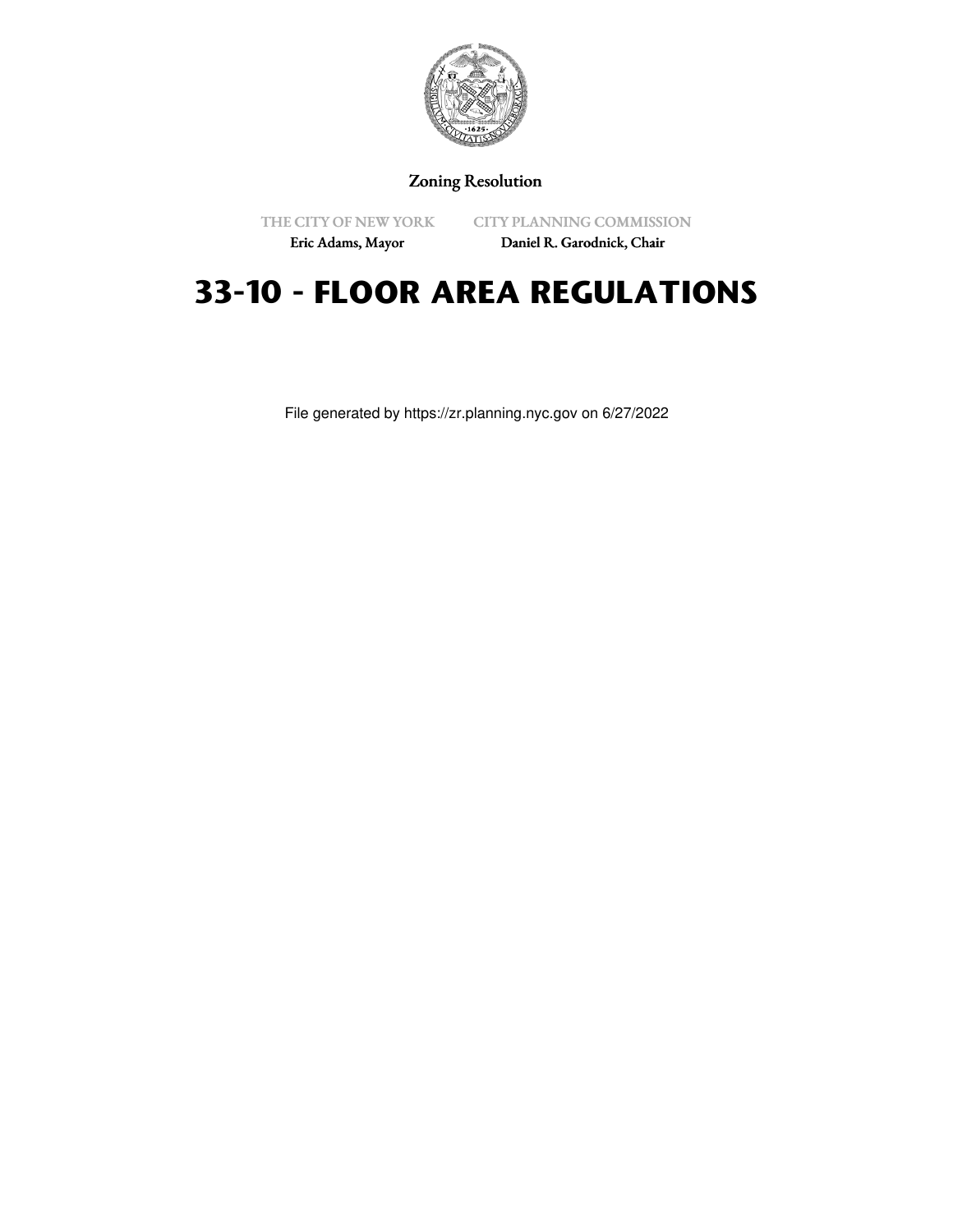Zoning Resolution

THE CITY OF NEW YORK
Eric Adams, Mayor

CITY PLANNING COMMISSION
Daniel R. Garodnick, Chair

# 33-10 - FLOOR AREA REGULATIONS

File generated by https://zr.planning.nyc.gov on 6/27/2022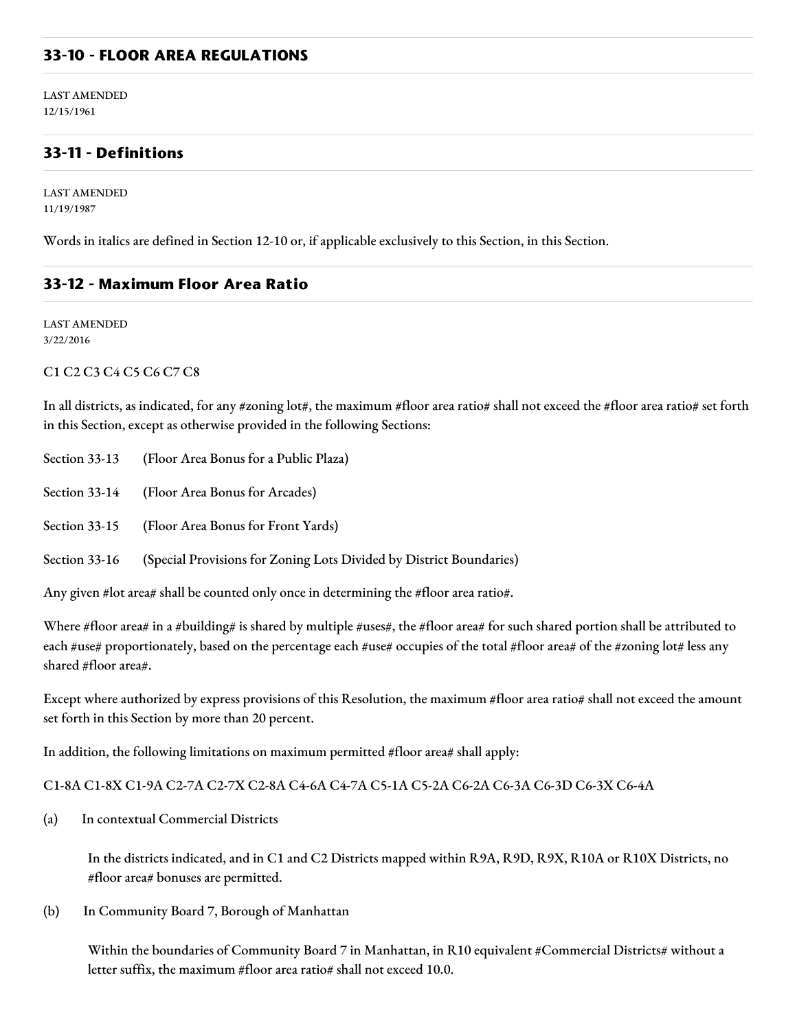## 33-10 - FLOOR AREA REGULATIONS

LAST AMENDED
12/15/1961

## 33-11 - Definitions

LAST AMENDED
11/19/1987

Words in italics are defined in Section 12-10 or, if applicable exclusively to this Section, in this Section.

## 33-12 - Maximum Floor Area Ratio

LAST AMENDED
3/22/2016

C1 C2 C3 C4 C5 C6 C7 C8

In all districts, as indicated, for any #zoning lot#, the maximum #floor area ratio# shall not exceed the #floor area ratio# set forth in this Section, except as otherwise provided in the following Sections:

Section 33-13 (Floor Area Bonus for a Public Plaza)

Section 33-14 (Floor Area Bonus for Arcades)

Section 33-15 (Floor Area Bonus for Front Yards)

Section 33-16 (Special Provisions for Zoning Lots Divided by District Boundaries)

Any given #lot area# shall be counted only once in determining the #floor area ratio#.

Where #floor area# in a #building# is shared by multiple #uses#, the #floor area# for such shared portion shall be attributed to each #use# proportionately, based on the percentage each #use# occupies of the total #floor area# of the #zoning lot# less any shared #floor area#.

Except where authorized by express provisions of this Resolution, the maximum #floor area ratio# shall not exceed the amount set forth in this Section by more than 20 percent.

In addition, the following limitations on maximum permitted #floor area# shall apply:

C1-8A C1-8X C1-9A C2-7A C2-7X C2-8A C4-6A C4-7A C5-1A C5-2A C6-2A C6-3A C6-3D C6-3X C6-4A

(a) In contextual Commercial Districts

In the districts indicated, and in C1 and C2 Districts mapped within R9A, R9D, R9X, R10A or R10X Districts, no #floor area# bonuses are permitted.

(b) In Community Board 7, Borough of Manhattan

Within the boundaries of Community Board 7 in Manhattan, in R10 equivalent #Commercial Districts# without a letter suffix, the maximum #floor area ratio# shall not exceed 10.0.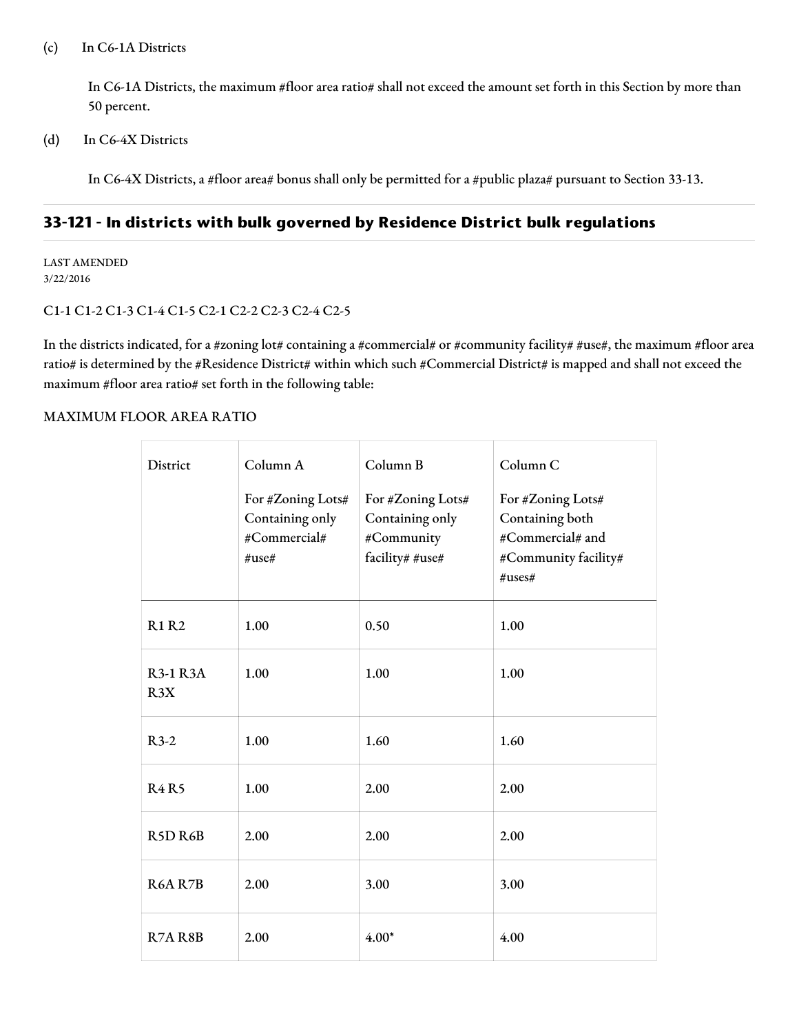(c) In C6-1A Districts

In C6-1A Districts, the maximum #floor area ratio# shall not exceed the amount set forth in this Section by more than 50 percent.

(d) In C6-4X Districts

In C6-4X Districts, a #floor area# bonus shall only be permitted for a #public plaza# pursuant to Section 33-13.

## 33-121 - In districts with bulk governed by Residence District bulk regulations

LAST AMENDED
3/22/2016

C1-1 C1-2 C1-3 C1-4 C1-5 C2-1 C2-2 C2-3 C2-4 C2-5

In the districts indicated, for a #zoning lot# containing a #commercial# or #community facility# #use#, the maximum #floor area ratio# is determined by the #Residence District# within which such #Commercial District# is mapped and shall not exceed the maximum #floor area ratio# set forth in the following table:

MAXIMUM FLOOR AREA RATIO

| District | Column A<br>For #Zoning Lots# Containing only #Commercial# #use# | Column B<br>For #Zoning Lots# Containing only #Community facility# #use# | Column C<br>For #Zoning Lots# Containing both #Commercial# and #Community facility# #uses# |
|---|---|---|---|
| R1 R2 | 1.00 | 0.50 | 1.00 |
| R3-1 R3A R3X | 1.00 | 1.00 | 1.00 |
| R3-2 | 1.00 | 1.60 | 1.60 |
| R4 R5 | 1.00 | 2.00 | 2.00 |
| R5D R6B | 2.00 | 2.00 | 2.00 |
| R6A R7B | 2.00 | 3.00 | 3.00 |
| R7A R8B | 2.00 | 4.00* | 4.00 |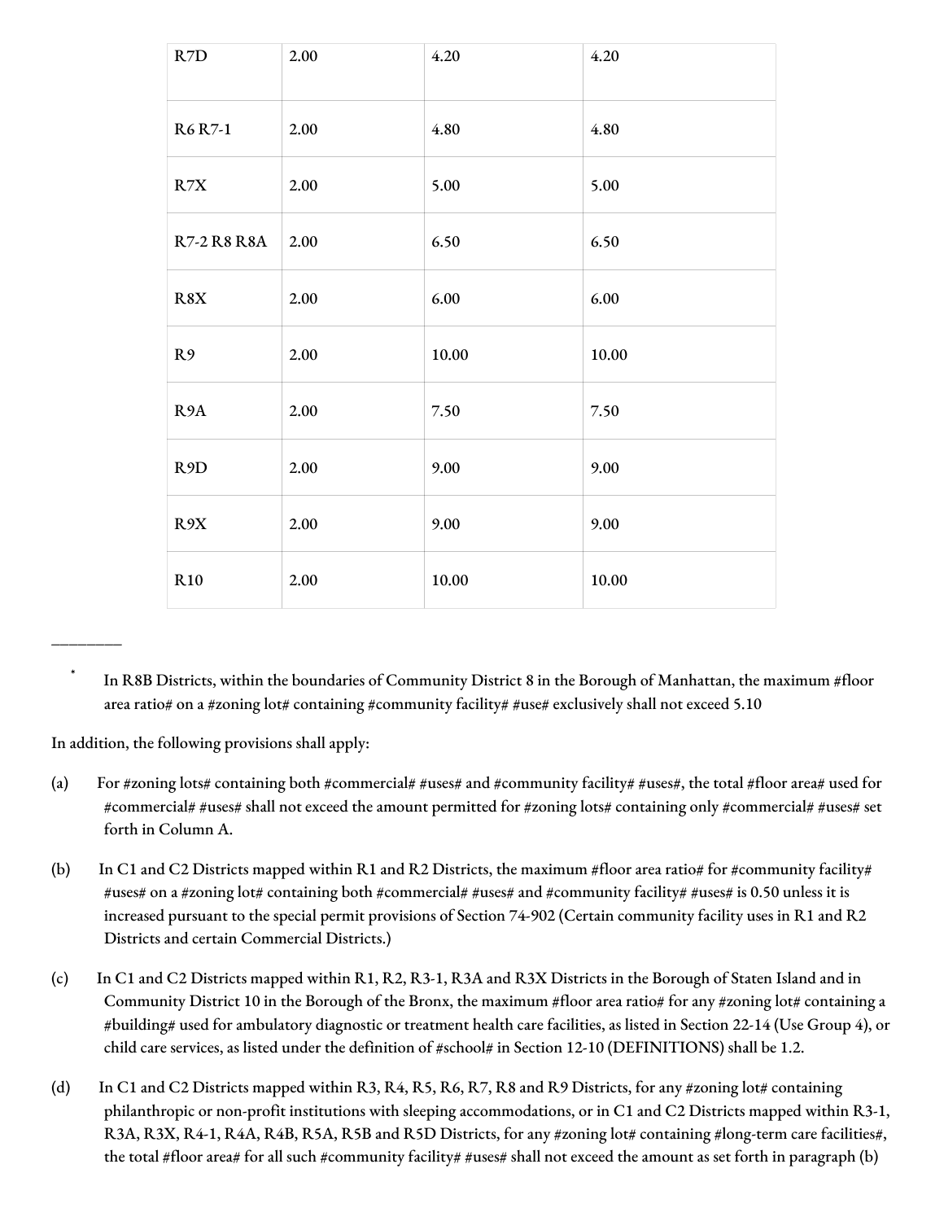| | | | |
|---|---|---|---|
| R7D | 2.00 | 4.20 | 4.20 |
| R6 R7-1 | 2.00 | 4.80 | 4.80 |
| R7X | 2.00 | 5.00 | 5.00 |
| R7-2 R8 R8A | 2.00 | 6.50 | 6.50 |
| R8X | 2.00 | 6.00 | 6.00 |
| R9 | 2.00 | 10.00 | 10.00 |
| R9A | 2.00 | 7.50 | 7.50 |
| R9D | 2.00 | 9.00 | 9.00 |
| R9X | 2.00 | 9.00 | 9.00 |
| R10 | 2.00 | 10.00 | 10.00 |

---

\* In R8B Districts, within the boundaries of Community District 8 in the Borough of Manhattan, the maximum #floor area ratio# on a #zoning lot# containing #community facility# #use# exclusively shall not exceed 5.10

In addition, the following provisions shall apply:

(a) For #zoning lots# containing both #commercial# #uses# and #community facility# #uses#, the total #floor area# used for #commercial# #uses# shall not exceed the amount permitted for #zoning lots# containing only #commercial# #uses# set forth in Column A.

(b) In C1 and C2 Districts mapped within R1 and R2 Districts, the maximum #floor area ratio# for #community facility# #uses# on a #zoning lot# containing both #commercial# #uses# and #community facility# #uses# is 0.50 unless it is increased pursuant to the special permit provisions of Section 74-902 (Certain community facility uses in R1 and R2 Districts and certain Commercial Districts.)

(c) In C1 and C2 Districts mapped within R1, R2, R3-1, R3A and R3X Districts in the Borough of Staten Island and in Community District 10 in the Borough of the Bronx, the maximum #floor area ratio# for any #zoning lot# containing a #building# used for ambulatory diagnostic or treatment health care facilities, as listed in Section 22-14 (Use Group 4), or child care services, as listed under the definition of #school# in Section 12-10 (DEFINITIONS) shall be 1.2.

(d) In C1 and C2 Districts mapped within R3, R4, R5, R6, R7, R8 and R9 Districts, for any #zoning lot# containing philanthropic or non-profit institutions with sleeping accommodations, or in C1 and C2 Districts mapped within R3-1, R3A, R3X, R4-1, R4A, R4B, R5A, R5B and R5D Districts, for any #zoning lot# containing #long-term care facilities#, the total #floor area# for all such #community facility# #uses# shall not exceed the amount as set forth in paragraph (b)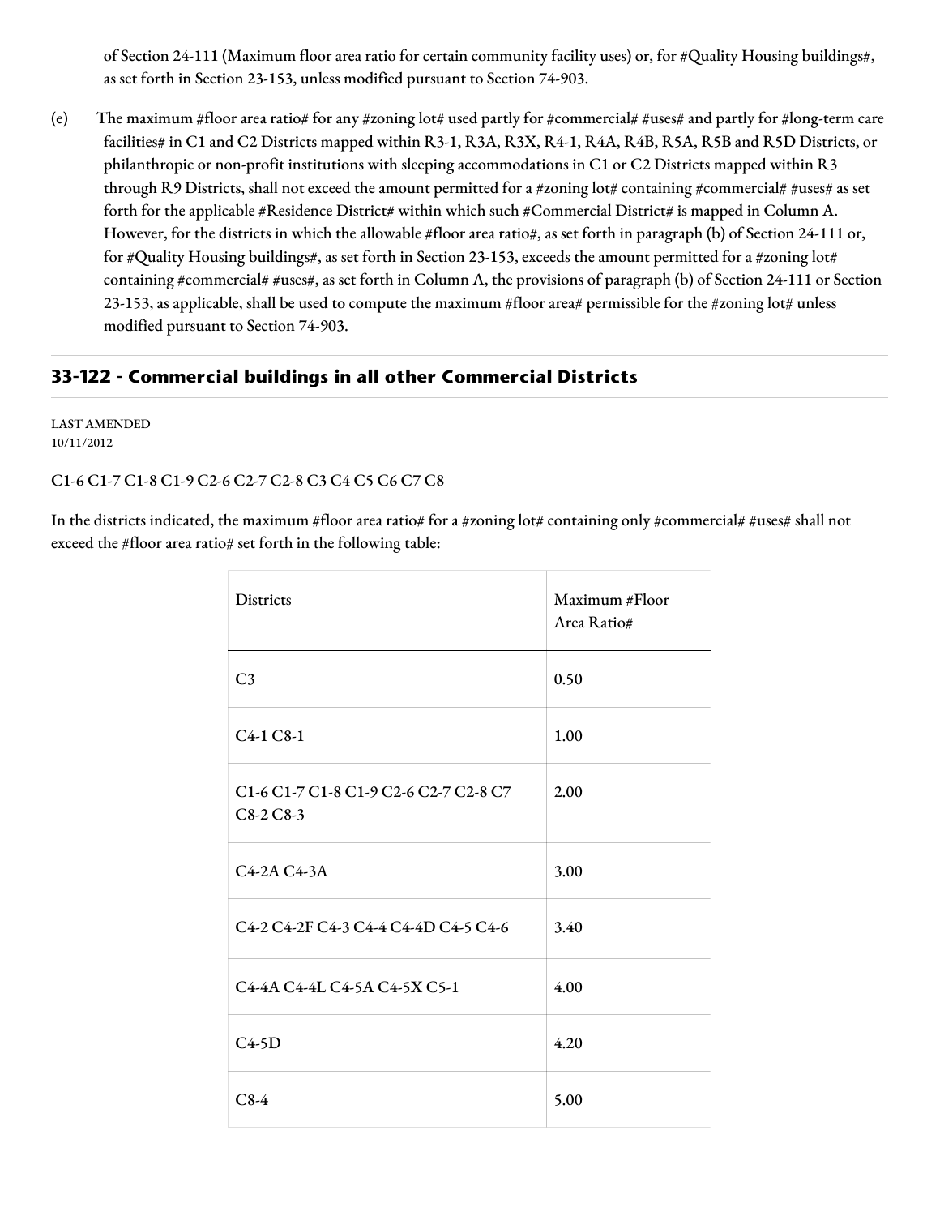of Section 24-111 (Maximum floor area ratio for certain community facility uses) or, for #Quality Housing buildings#, as set forth in Section 23-153, unless modified pursuant to Section 74-903.

(e) The maximum #floor area ratio# for any #zoning lot# used partly for #commercial# #uses# and partly for #long-term care facilities# in C1 and C2 Districts mapped within R3-1, R3A, R3X, R4-1, R4A, R4B, R5A, R5B and R5D Districts, or philanthropic or non-profit institutions with sleeping accommodations in C1 or C2 Districts mapped within R3 through R9 Districts, shall not exceed the amount permitted for a #zoning lot# containing #commercial# #uses# as set forth for the applicable #Residence District# within which such #Commercial District# is mapped in Column A. However, for the districts in which the allowable #floor area ratio#, as set forth in paragraph (b) of Section 24-111 or, for #Quality Housing buildings#, as set forth in Section 23-153, exceeds the amount permitted for a #zoning lot# containing #commercial# #uses#, as set forth in Column A, the provisions of paragraph (b) of Section 24-111 or Section 23-153, as applicable, shall be used to compute the maximum #floor area# permissible for the #zoning lot# unless modified pursuant to Section 74-903.

## 33-122 - Commercial buildings in all other Commercial Districts

LAST AMENDED
10/11/2012

C1-6 C1-7 C1-8 C1-9 C2-6 C2-7 C2-8 C3 C4 C5 C6 C7 C8

In the districts indicated, the maximum #floor area ratio# for a #zoning lot# containing only #commercial# #uses# shall not exceed the #floor area ratio# set forth in the following table:

| Districts | Maximum #Floor Area Ratio# |
|---|---|
| C3 | 0.50 |
| C4-1 C8-1 | 1.00 |
| C1-6 C1-7 C1-8 C1-9 C2-6 C2-7 C2-8 C7 C8-2 C8-3 | 2.00 |
| C4-2A C4-3A | 3.00 |
| C4-2 C4-2F C4-3 C4-4 C4-4D C4-5 C4-6 | 3.40 |
| C4-4A C4-4L C4-5A C4-5X C5-1 | 4.00 |
| C4-5D | 4.20 |
| C8-4 | 5.00 |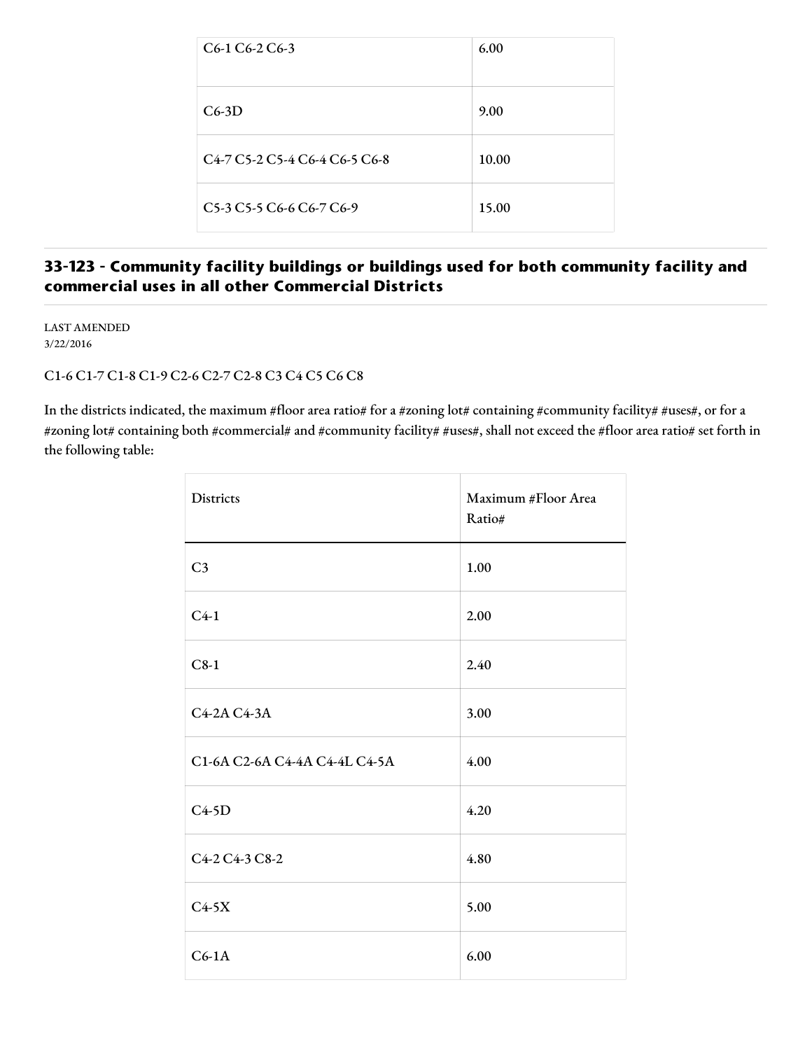| | |
|---|---|
| C6-1 C6-2 C6-3 | 6.00 |
| C6-3D | 9.00 |
| C4-7 C5-2 C5-4 C6-4 C6-5 C6-8 | 10.00 |
| C5-3 C5-5 C6-6 C6-7 C6-9 | 15.00 |

## 33-123 - Community facility buildings or buildings used for both community facility and commercial uses in all other Commercial Districts

LAST AMENDED
3/22/2016

C1-6 C1-7 C1-8 C1-9 C2-6 C2-7 C2-8 C3 C4 C5 C6 C8

In the districts indicated, the maximum #floor area ratio# for a #zoning lot# containing #community facility# #uses#, or for a #zoning lot# containing both #commercial# and #community facility# #uses#, shall not exceed the #floor area ratio# set forth in the following table:

| Districts | Maximum #Floor Area Ratio# |
|---|---|
| C3 | 1.00 |
| C4-1 | 2.00 |
| C8-1 | 2.40 |
| C4-2A C4-3A | 3.00 |
| C1-6A C2-6A C4-4A C4-4L C4-5A | 4.00 |
| C4-5D | 4.20 |
| C4-2 C4-3 C8-2 | 4.80 |
| C4-5X | 5.00 |
| C6-1A | 6.00 |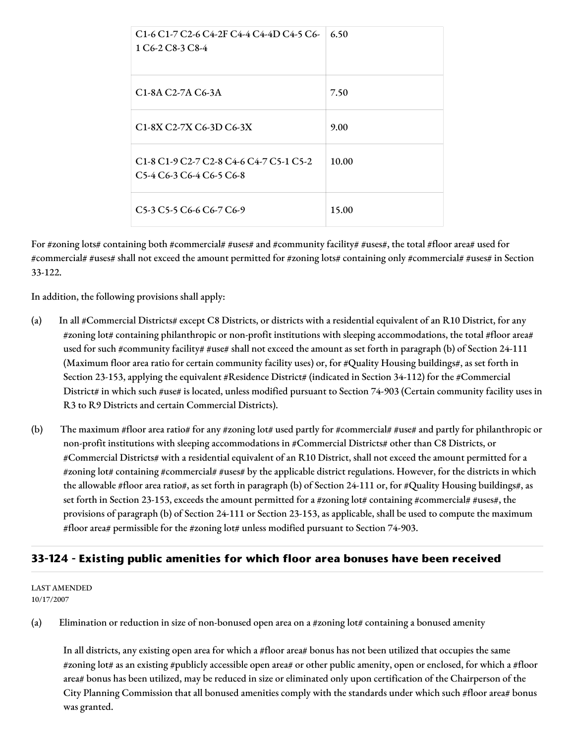| | |
|---|---|
| C1-6 C1-7 C2-6 C4-2F C4-4 C4-4D C4-5 C6-1 C6-2 C8-3 C8-4 | 6.50 |
| C1-8A C2-7A C6-3A | 7.50 |
| C1-8X C2-7X C6-3D C6-3X | 9.00 |
| C1-8 C1-9 C2-7 C2-8 C4-6 C4-7 C5-1 C5-2 C5-4 C6-3 C6-4 C6-5 C6-8 | 10.00 |
| C5-3 C5-5 C6-6 C6-7 C6-9 | 15.00 |

For #zoning lots# containing both #commercial# #uses# and #community facility# #uses#, the total #floor area# used for #commercial# #uses# shall not exceed the amount permitted for #zoning lots# containing only #commercial# #uses# in Section 33-122.

In addition, the following provisions shall apply:

(a) In all #Commercial Districts# except C8 Districts, or districts with a residential equivalent of an R10 District, for any #zoning lot# containing philanthropic or non-profit institutions with sleeping accommodations, the total #floor area# used for such #community facility# #use# shall not exceed the amount as set forth in paragraph (b) of Section 24-111 (Maximum floor area ratio for certain community facility uses) or, for #Quality Housing buildings#, as set forth in Section 23-153, applying the equivalent #Residence District# (indicated in Section 34-112) for the #Commercial District# in which such #use# is located, unless modified pursuant to Section 74-903 (Certain community facility uses in R3 to R9 Districts and certain Commercial Districts).

(b) The maximum #floor area ratio# for any #zoning lot# used partly for #commercial# #use# and partly for philanthropic or non-profit institutions with sleeping accommodations in #Commercial Districts# other than C8 Districts, or #Commercial Districts# with a residential equivalent of an R10 District, shall not exceed the amount permitted for a #zoning lot# containing #commercial# #uses# by the applicable district regulations. However, for the districts in which the allowable #floor area ratio#, as set forth in paragraph (b) of Section 24-111 or, for #Quality Housing buildings#, as set forth in Section 23-153, exceeds the amount permitted for a #zoning lot# containing #commercial# #uses#, the provisions of paragraph (b) of Section 24-111 or Section 23-153, as applicable, shall be used to compute the maximum #floor area# permissible for the #zoning lot# unless modified pursuant to Section 74-903.

## 33-124 - Existing public amenities for which floor area bonuses have been received

LAST AMENDED
10/17/2007

(a) Elimination or reduction in size of non-bonused open area on a #zoning lot# containing a bonused amenity

In all districts, any existing open area for which a #floor area# bonus has not been utilized that occupies the same #zoning lot# as an existing #publicly accessible open area# or other public amenity, open or enclosed, for which a #floor area# bonus has been utilized, may be reduced in size or eliminated only upon certification of the Chairperson of the City Planning Commission that all bonused amenities comply with the standards under which such #floor area# bonus was granted.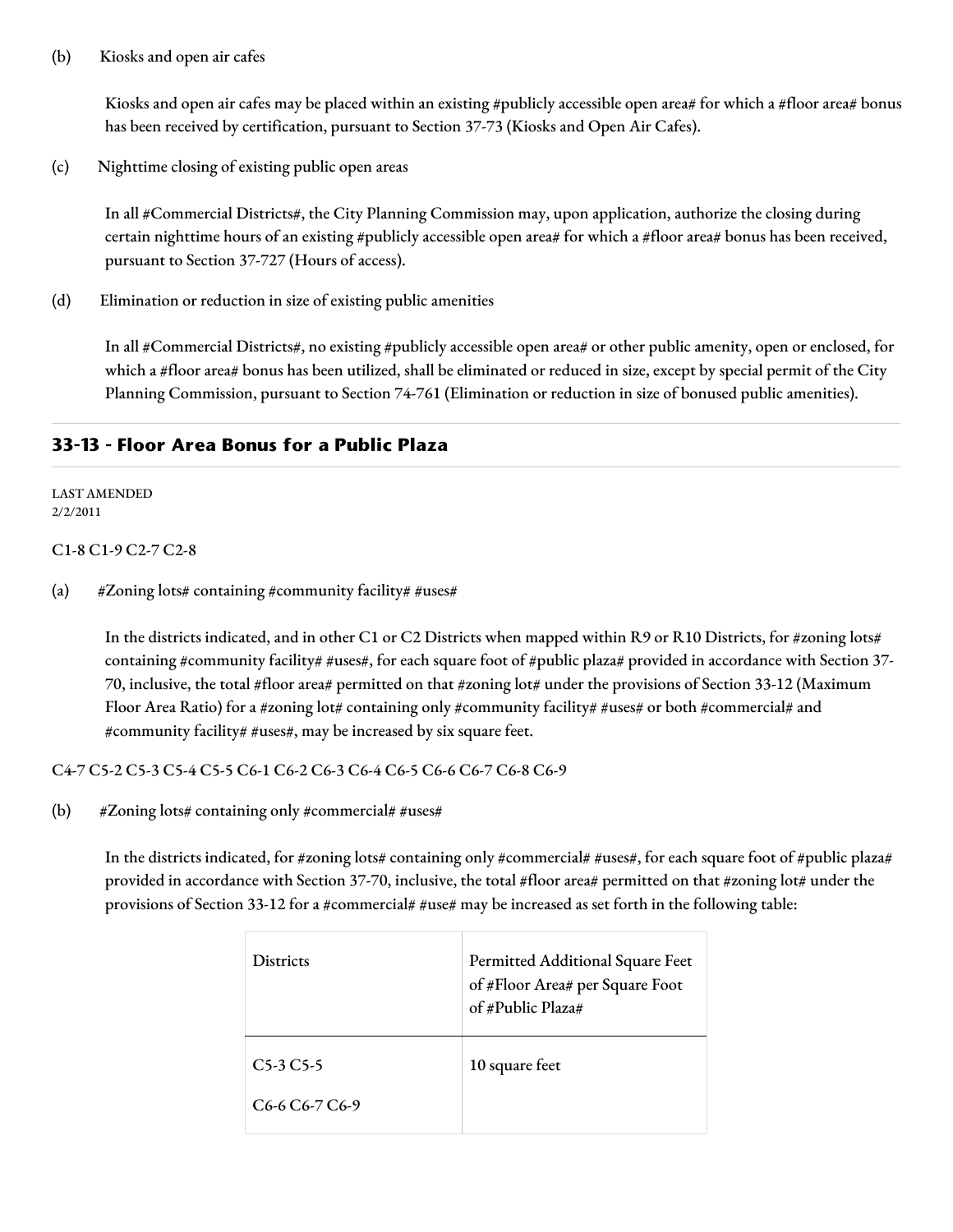(b) Kiosks and open air cafes

Kiosks and open air cafes may be placed within an existing #publicly accessible open area# for which a #floor area# bonus has been received by certification, pursuant to Section 37-73 (Kiosks and Open Air Cafes).

(c) Nighttime closing of existing public open areas

In all #Commercial Districts#, the City Planning Commission may, upon application, authorize the closing during certain nighttime hours of an existing #publicly accessible open area# for which a #floor area# bonus has been received, pursuant to Section 37-727 (Hours of access).

(d) Elimination or reduction in size of existing public amenities

In all #Commercial Districts#, no existing #publicly accessible open area# or other public amenity, open or enclosed, for which a #floor area# bonus has been utilized, shall be eliminated or reduced in size, except by special permit of the City Planning Commission, pursuant to Section 74-761 (Elimination or reduction in size of bonused public amenities).

## 33-13 - Floor Area Bonus for a Public Plaza

LAST AMENDED
2/2/2011

C1-8 C1-9 C2-7 C2-8

(a) #Zoning lots# containing #community facility# #uses#

In the districts indicated, and in other C1 or C2 Districts when mapped within R9 or R10 Districts, for #zoning lots# containing #community facility# #uses#, for each square foot of #public plaza# provided in accordance with Section 37-70, inclusive, the total #floor area# permitted on that #zoning lot# under the provisions of Section 33-12 (Maximum Floor Area Ratio) for a #zoning lot# containing only #community facility# #uses# or both #commercial# and #community facility# #uses#, may be increased by six square feet.

C4-7 C5-2 C5-3 C5-4 C5-5 C6-1 C6-2 C6-3 C6-4 C6-5 C6-6 C6-7 C6-8 C6-9

(b) #Zoning lots# containing only #commercial# #uses#

In the districts indicated, for #zoning lots# containing only #commercial# #uses#, for each square foot of #public plaza# provided in accordance with Section 37-70, inclusive, the total #floor area# permitted on that #zoning lot# under the provisions of Section 33-12 for a #commercial# #use# may be increased as set forth in the following table:

| Districts | Permitted Additional Square Feet of #Floor Area# per Square Foot of #Public Plaza# |
|---|---|
| C5-3 C5-5<br>C6-6 C6-7 C6-9 | 10 square feet |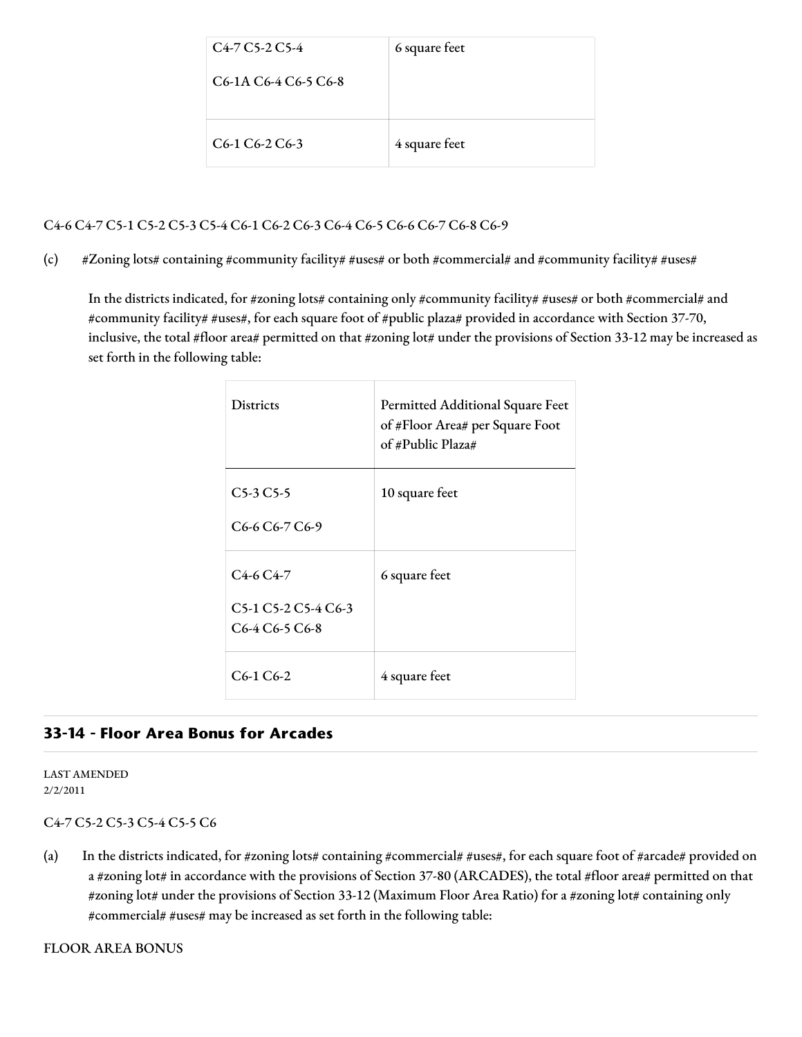| | |
|---|---|
| C4-7 C5-2 C5-4<br>C6-1A C6-4 C6-5 C6-8 | 6 square feet |
| C6-1 C6-2 C6-3 | 4 square feet |

C4-6 C4-7 C5-1 C5-2 C5-3 C5-4 C6-1 C6-2 C6-3 C6-4 C6-5 C6-6 C6-7 C6-8 C6-9

(c) #Zoning lots# containing #community facility# #uses# or both #commercial# and #community facility# #uses#

In the districts indicated, for #zoning lots# containing only #community facility# #uses# or both #commercial# and #community facility# #uses#, for each square foot of #public plaza# provided in accordance with Section 37-70, inclusive, the total #floor area# permitted on that #zoning lot# under the provisions of Section 33-12 may be increased as set forth in the following table:

| Districts | Permitted Additional Square Feet of #Floor Area# per Square Foot of #Public Plaza# |
|---|---|
| C5-3 C5-5<br>C6-6 C6-7 C6-9 | 10 square feet |
| C4-6 C4-7<br>C5-1 C5-2 C5-4 C6-3 C6-4 C6-5 C6-8 | 6 square feet |
| C6-1 C6-2 | 4 square feet |

## 33-14 - Floor Area Bonus for Arcades

LAST AMENDED
2/2/2011

C4-7 C5-2 C5-3 C5-4 C5-5 C6

(a) In the districts indicated, for #zoning lots# containing #commercial# #uses#, for each square foot of #arcade# provided on a #zoning lot# in accordance with the provisions of Section 37-80 (ARCADES), the total #floor area# permitted on that #zoning lot# under the provisions of Section 33-12 (Maximum Floor Area Ratio) for a #zoning lot# containing only #commercial# #uses# may be increased as set forth in the following table:

FLOOR AREA BONUS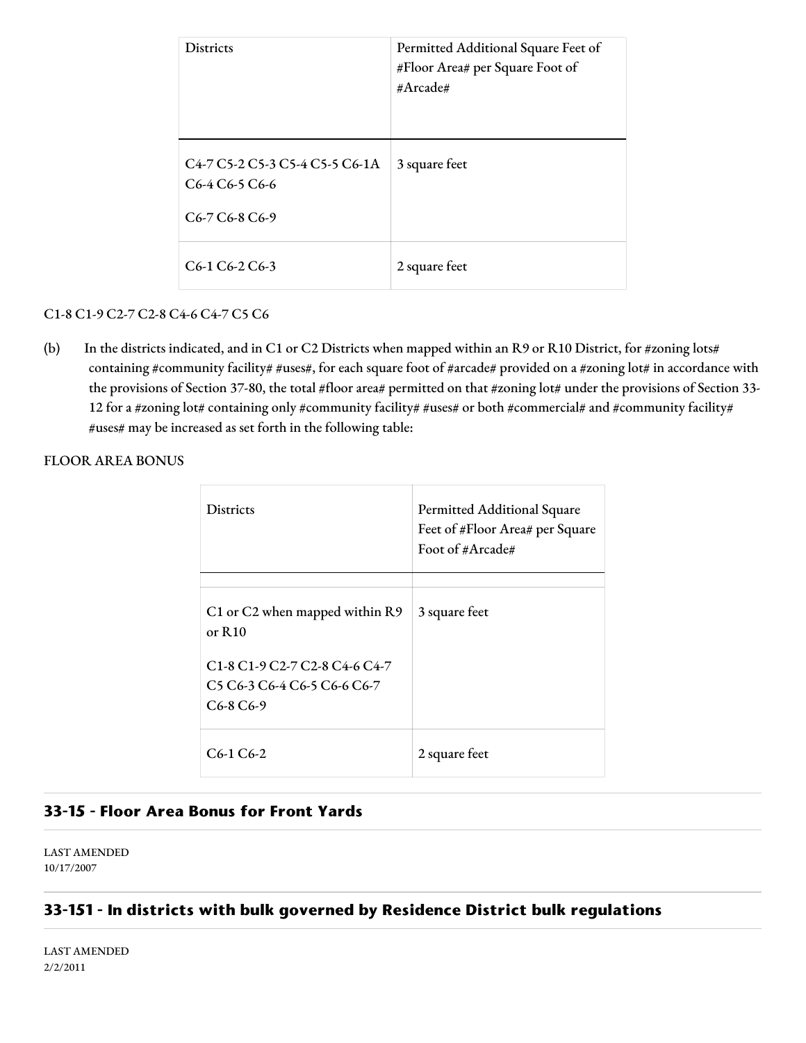| Districts | Permitted Additional Square Feet of #Floor Area# per Square Foot of #Arcade# |
|---|---|
| C4-7 C5-2 C5-3 C5-4 C5-5 C6-1A C6-4 C6-5 C6-6 C6-7 C6-8 C6-9 | 3 square feet |
| C6-1 C6-2 C6-3 | 2 square feet |

C1-8 C1-9 C2-7 C2-8 C4-6 C4-7 C5 C6

(b) In the districts indicated, and in C1 or C2 Districts when mapped within an R9 or R10 District, for #zoning lots# containing #community facility# #uses#, for each square foot of #arcade# provided on a #zoning lot# in accordance with the provisions of Section 37-80, the total #floor area# permitted on that #zoning lot# under the provisions of Section 33-12 for a #zoning lot# containing only #community facility# #uses# or both #commercial# and #community facility# #uses# may be increased as set forth in the following table:

FLOOR AREA BONUS

| Districts | Permitted Additional Square Feet of #Floor Area# per Square Foot of #Arcade# |
|---|---|
| | |
| C1 or C2 when mapped within R9 or R10<br>C1-8 C1-9 C2-7 C2-8 C4-6 C4-7 C5 C6-3 C6-4 C6-5 C6-6 C6-7 C6-8 C6-9 | 3 square feet |
| C6-1 C6-2 | 2 square feet |

## 33-15 - Floor Area Bonus for Front Yards

LAST AMENDED
10/17/2007

## 33-151 - In districts with bulk governed by Residence District bulk regulations

LAST AMENDED
2/2/2011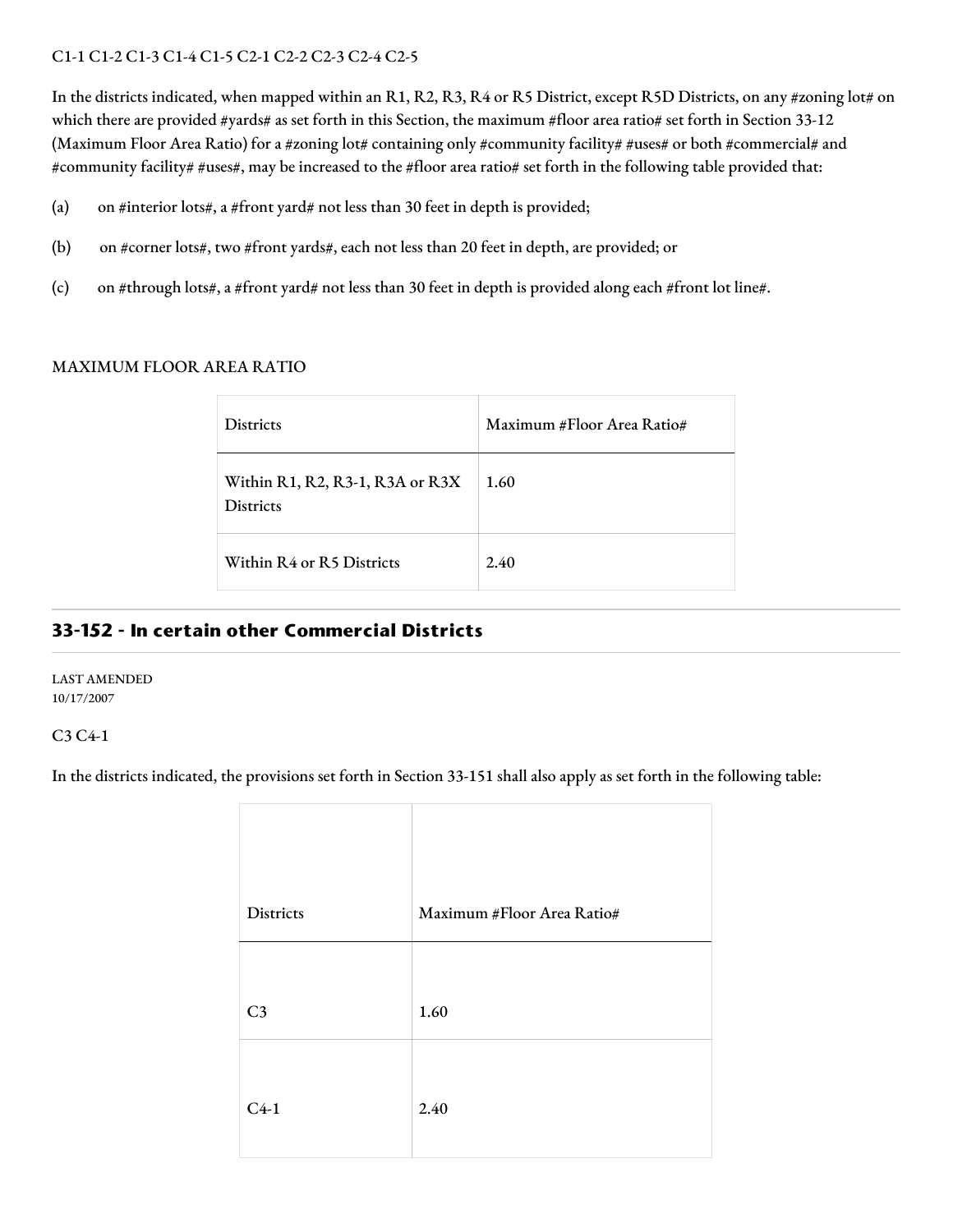C1-1 C1-2 C1-3 C1-4 C1-5 C2-1 C2-2 C2-3 C2-4 C2-5

In the districts indicated, when mapped within an R1, R2, R3, R4 or R5 District, except R5D Districts, on any #zoning lot# on which there are provided #yards# as set forth in this Section, the maximum #floor area ratio# set forth in Section 33-12 (Maximum Floor Area Ratio) for a #zoning lot# containing only #community facility# #uses# or both #commercial# and #community facility# #uses#, may be increased to the #floor area ratio# set forth in the following table provided that:

(a) on #interior lots#, a #front yard# not less than 30 feet in depth is provided;

(b) on #corner lots#, two #front yards#, each not less than 20 feet in depth, are provided; or

(c) on #through lots#, a #front yard# not less than 30 feet in depth is provided along each #front lot line#.

MAXIMUM FLOOR AREA RATIO

| Districts | Maximum #Floor Area Ratio# |
| --- | --- |
| Within R1, R2, R3-1, R3A or R3X Districts | 1.60 |
| Within R4 or R5 Districts | 2.40 |

## 33-152 - In certain other Commercial Districts

LAST AMENDED
10/17/2007

C3 C4-1

In the districts indicated, the provisions set forth in Section 33-151 shall also apply as set forth in the following table:

| Districts | Maximum #Floor Area Ratio# |
| --- | --- |
| C3 | 1.60 |
| C4-1 | 2.40 |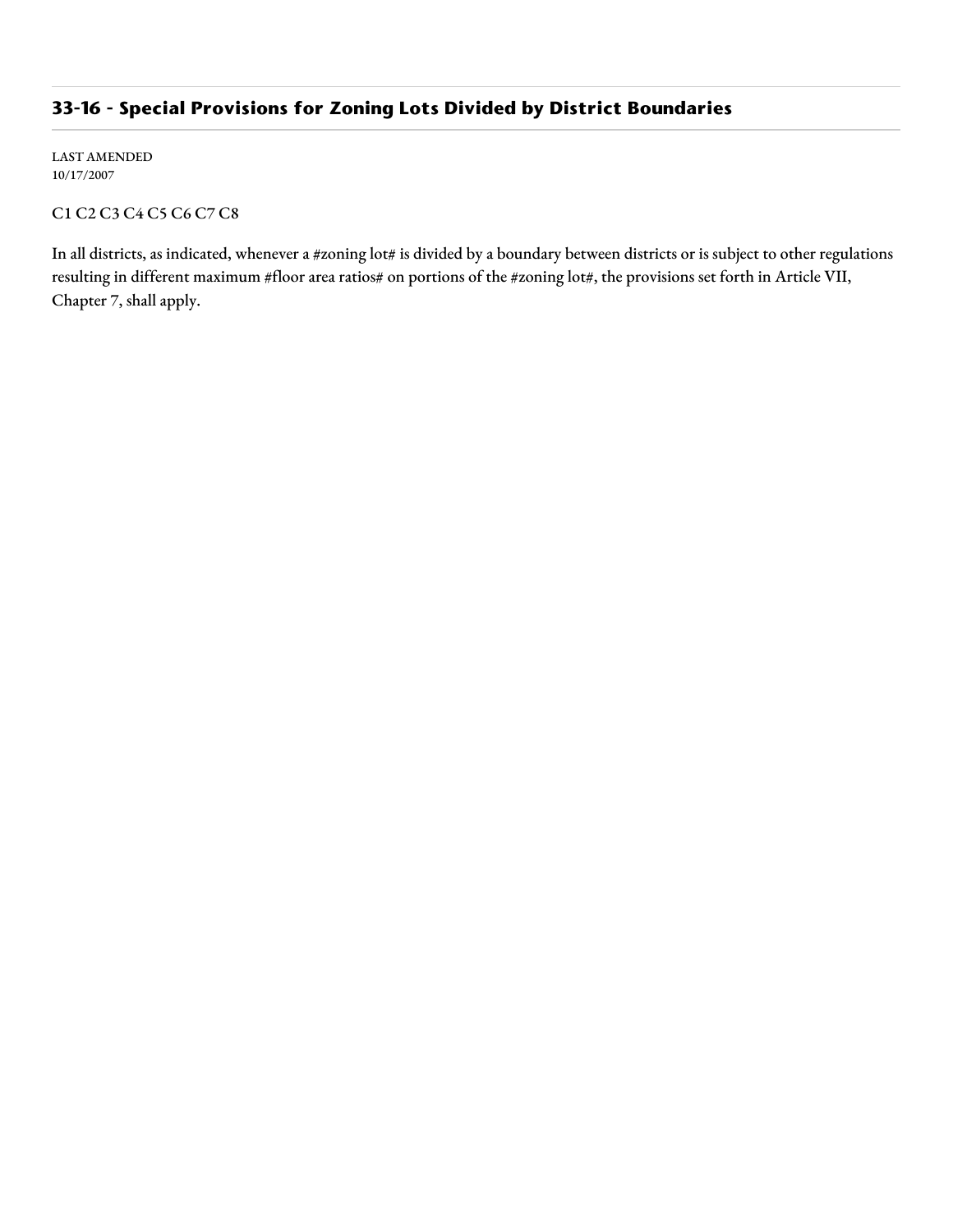## 33-16 - Special Provisions for Zoning Lots Divided by District Boundaries

LAST AMENDED
10/17/2007

C1 C2 C3 C4 C5 C6 C7 C8

In all districts, as indicated, whenever a #zoning lot# is divided by a boundary between districts or is subject to other regulations resulting in different maximum #floor area ratios# on portions of the #zoning lot#, the provisions set forth in Article VII, Chapter 7, shall apply.